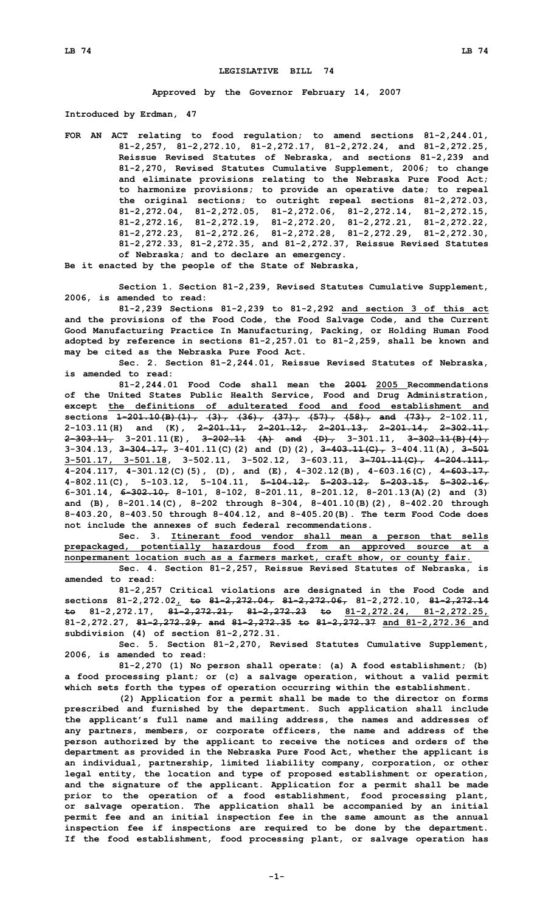# LEGISLATIVE BILL 74

**Approved by the Governor February 14, 2007**

**Introduced by Erdman, 47**

**FOR AN ACT relating to food regulation; to amend sections 81-2,244.01, 81-2,257, 81-2,272.10, 81-2,272.17, 81-2,272.24, and 81-2,272.25, Reissue Revised Statutes of Nebraska, and sections 81-2,239 and 81-2,270, Revised Statutes Cumulative Supplement, 2006; to change and eliminate provisions relating to the Nebraska Pure Food Act; to harmonize provisions; to provide an operative date; to repeal the original sections; to outright repeal sections 81-2,272.03, 81-2,272.04, 81-2,272.05, 81-2,272.06, 81-2,272.14, 81-2,272.15, 81-2,272.16, 81-2,272.19, 81-2,272.20, 81-2,272.21, 81-2,272.22, 81-2,272.23, 81-2,272.26, 81-2,272.28, 81-2,272.29, 81-2,272.30, 81-2,272.33, 81-2,272.35, and 81-2,272.37, Reissue Revised Statutes of Nebraska; and to declare an emergency.**

**Be it enacted by the people of the State of Nebraska,**

**Section 1. Section 81-2,239, Revised Statutes Cumulative Supplement, 2006, is amended to read:**

**81-2,239 Sections 81-2,239 to 81-2,292 <u>and section 3 of this act</u> and the provisions of the Food Code, the Food Salvage Code, and the Current Good Manufacturing Practice In Manufacturing, Packing, or Holding Human Food adopted by reference in sections 81-2,257.01 to 81-2,259, shall be known and may be cited as the Nebraska Pure Food Act.**

**Sec. 2. Section 81-2,244.01, Reissue Revised Statutes of Nebraska, is amended to read:**

**81-2,244.01 Food Code shall mean the ~~2001~~ <u>2005</u> Recommendations of the United States Public Health Service, Food and Drug Administration, except <u>the definitions of adulterated food and food establishment and</u> sections ~~1-201.10(B)(1), (3), (36), (37), (57), (58), and (73),~~ 2-102.11, 2-103.11(H) and (K), ~~2-201.11, 2-201.12, 2-201.13, 2-201.14, 2-302.11, 2-303.11,~~ 3-201.11(E), ~~3-202.11 (A) and (D),~~ 3-301.11, ~~3-302.11(B)(4),~~ 3-304.13, ~~3-304.17,~~ 3-401.11(C)(2) and (D)(2), ~~3-403.11(C),~~ 3-404.11(A), ~~3-501~~ <u>3-501.17, 3-501.18</u>, 3-502.11, 3-502.12, 3-603.11, ~~3-701.11(C), 4-204.111,~~ 4-204.117, 4-301.12(C)(5), (D), and (E), 4-302.12(B), 4-603.16(C), ~~4-603.17,~~ 4-802.11(C), 5-103.12, 5-104.11, ~~5-104.12, 5-203.12, 5-203.15, 5-302.16,~~ 6-301.14, ~~6-302.10,~~ 8-101, 8-102, 8-201.11, 8-201.12, 8-201.13(A)(2) and (3) and (B), 8-201.14(C), 8-202 through 8-304, 8-401.10(B)(2), 8-402.20 through 8-403.20, 8-403.50 through 8-404.12, and 8-405.20(B). The term Food Code does not include the annexes of such federal recommendations.**

**Sec. 3. <u>Itinerant food vendor shall mean a person that sells prepackaged, potentially hazardous food from an approved source at a nonpermanent location such as a farmers market, craft show, or county fair.</u>**

**Sec. 4. Section 81-2,257, Reissue Revised Statutes of Nebraska, is amended to read:**

**81-2,257 Critical violations are designated in the Food Code and sections 81-2,272.02<u>,</u> ~~to 81-2,272.04, 81-2,272.06,~~ 81-2,272.10, ~~81-2,272.14 to~~ 81-2,272.17, ~~81-2,272.21, 81-2,272.23 to~~ <u>81-2,272.24, 81-2,272.25,</u> 81-2,272.27, ~~81-2,272.29, and 81-2,272.35 to 81-2,272.37~~ <u>and 81-2,272.36</u> and subdivision (4) of section 81-2,272.31.**

**Sec. 5. Section 81-2,270, Revised Statutes Cumulative Supplement, 2006, is amended to read:**

**81-2,270 (1) No person shall operate: (a) A food establishment; (b) a food processing plant; or (c) a salvage operation, without a valid permit which sets forth the types of operation occurring within the establishment.**

**(2) Application for a permit shall be made to the director on forms prescribed and furnished by the department. Such application shall include the applicant's full name and mailing address, the names and addresses of any partners, members, or corporate officers, the name and address of the person authorized by the applicant to receive the notices and orders of the department as provided in the Nebraska Pure Food Act, whether the applicant is an individual, partnership, limited liability company, corporation, or other legal entity, the location and type of proposed establishment or operation, and the signature of the applicant. Application for a permit shall be made prior to the operation of a food establishment, food processing plant, or salvage operation. The application shall be accompanied by an initial permit fee and an initial inspection fee in the same amount as the annual inspection fee if inspections are required to be done by the department. If the food establishment, food processing plant, or salvage operation has**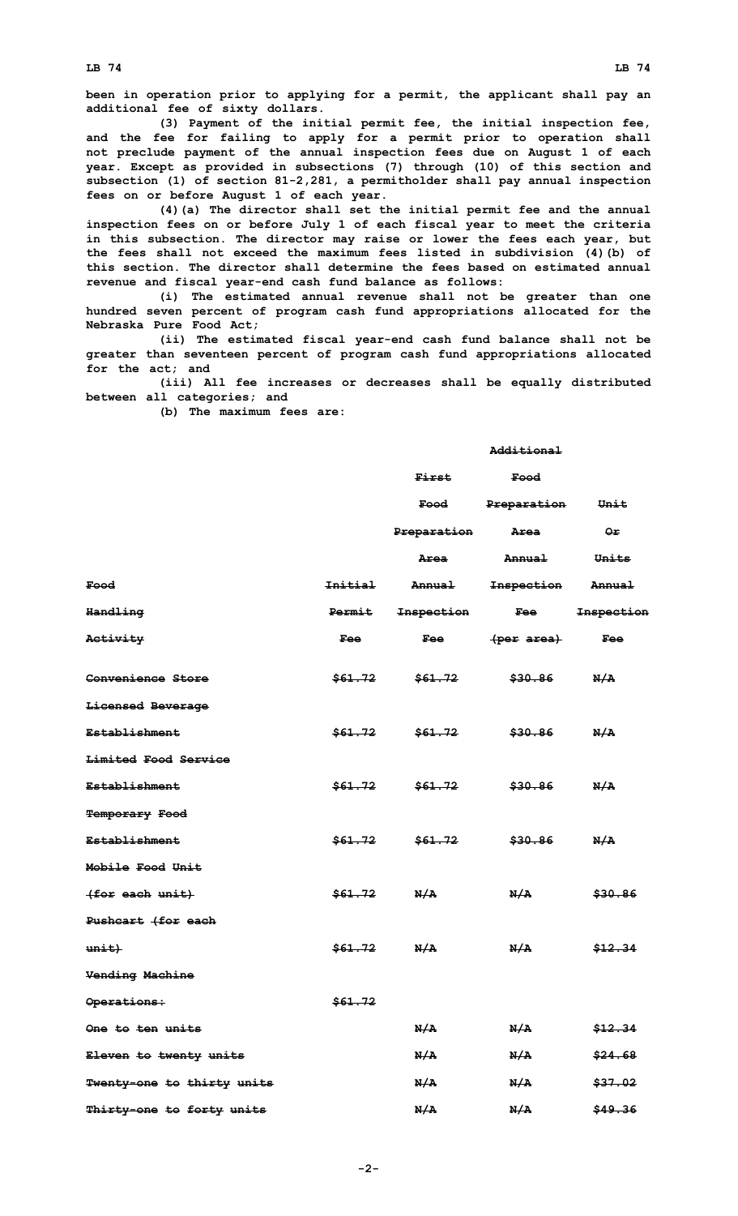been in operation prior to applying for a permit, the applicant shall pay an additional fee of sixty dollars.

(3) Payment of the initial permit fee, the initial inspection fee, and the fee for failing to apply for a permit prior to operation shall not preclude payment of the annual inspection fees due on August 1 of each year. Except as provided in subsections (7) through (10) of this section and subsection (1) of section 81-2,281, a permitholder shall pay annual inspection fees on or before August 1 of each year.

(4)(a) The director shall set the initial permit fee and the annual inspection fees on or before July 1 of each fiscal year to meet the criteria in this subsection. The director may raise or lower the fees each year, but the fees shall not exceed the maximum fees listed in subdivision (4)(b) of this section. The director shall determine the fees based on estimated annual revenue and fiscal year-end cash fund balance as follows:

(i) The estimated annual revenue shall not be greater than one hundred seven percent of program cash fund appropriations allocated for the Nebraska Pure Food Act;

(ii) The estimated fiscal year-end cash fund balance shall not be greater than seventeen percent of program cash fund appropriations allocated for the act; and

(iii) All fee increases or decreases shall be equally distributed between all categories; and

(b) The maximum fees are:

| ~~Food Handling Activity~~ | ~~Initial Permit Fee~~ | ~~First Food Preparation Area Annual Inspection Fee~~ | ~~Additional Food Preparation Area Annual Inspection Fee (per area)~~ | ~~Unit Or Units Annual Inspection Fee~~ |
|---|---|---|---|---|
| ~~Convenience Store~~ | ~~$61.72~~ | ~~$61.72~~ | ~~$30.86~~ | ~~N/A~~ |
| ~~Licensed Beverage Establishment~~ | ~~$61.72~~ | ~~$61.72~~ | ~~$30.86~~ | ~~N/A~~ |
| ~~Limited Food Service Establishment~~ | ~~$61.72~~ | ~~$61.72~~ | ~~$30.86~~ | ~~N/A~~ |
| ~~Temporary Food Establishment~~ | ~~$61.72~~ | ~~$61.72~~ | ~~$30.86~~ | ~~N/A~~ |
| ~~Mobile Food Unit (for each unit)~~ | ~~$61.72~~ | ~~N/A~~ | ~~N/A~~ | ~~$30.86~~ |
| ~~Pushcart (for each unit)~~ | ~~$61.72~~ | ~~N/A~~ | ~~N/A~~ | ~~$12.34~~ |
| ~~Vending Machine Operations:~~ | ~~$61.72~~ | | | |
| ~~One to ten units~~ | | ~~N/A~~ | ~~N/A~~ | ~~$12.34~~ |
| ~~Eleven to twenty units~~ | | ~~N/A~~ | ~~N/A~~ | ~~$24.68~~ |
| ~~Twenty-one to thirty units~~ | | ~~N/A~~ | ~~N/A~~ | ~~$37.02~~ |
| ~~Thirty-one to forty units~~ | | ~~N/A~~ | ~~N/A~~ | ~~$49.36~~ |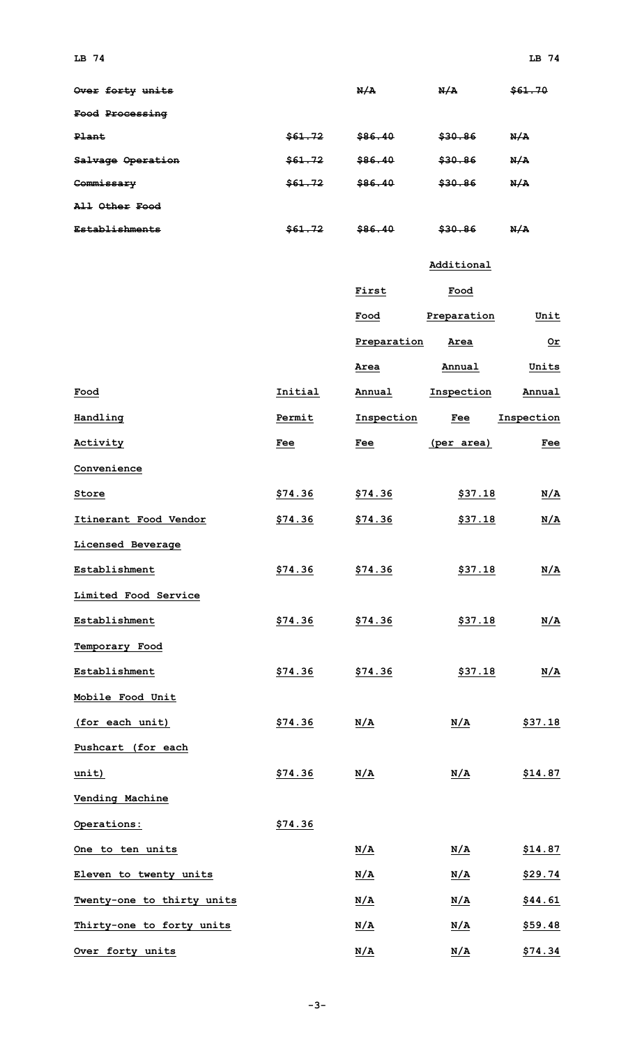| | | | | |
|---|---|---|---|---|
| ~~Over forty units~~ | | ~~N/A~~ | ~~N/A~~ | ~~$61.70~~ |
| ~~Food Processing Plant~~ | ~~$61.72~~ | ~~$86.40~~ | ~~$30.86~~ | ~~N/A~~ |
| ~~Salvage Operation~~ | ~~$61.72~~ | ~~$86.40~~ | ~~$30.86~~ | ~~N/A~~ |
| ~~Commissary~~ | ~~$61.72~~ | ~~$86.40~~ | ~~$30.86~~ | ~~N/A~~ |
| ~~All Other Food Establishments~~ | ~~$61.72~~ | ~~$86.40~~ | ~~$30.86~~ | ~~N/A~~ |

| Food Handling Activity | Initial Permit Fee | First Food Preparation Area Annual Inspection Fee | Additional Food Preparation Area Annual Inspection Fee (per area) | Unit Or Units Annual Inspection Fee |
|---|---|---|---|---|
| Convenience Store | $74.36 | $74.36 | $37.18 | N/A |
| Itinerant Food Vendor | $74.36 | $74.36 | $37.18 | N/A |
| Licensed Beverage Establishment | $74.36 | $74.36 | $37.18 | N/A |
| Limited Food Service Establishment | $74.36 | $74.36 | $37.18 | N/A |
| Temporary Food Establishment | $74.36 | $74.36 | $37.18 | N/A |
| Mobile Food Unit (for each unit) | $74.36 | N/A | N/A | $37.18 |
| Pushcart (for each unit) | $74.36 | N/A | N/A | $14.87 |
| Vending Machine Operations: | $74.36 | | | |
| One to ten units | | N/A | N/A | $14.87 |
| Eleven to twenty units | | N/A | N/A | $29.74 |
| Twenty-one to thirty units | | N/A | N/A | $44.61 |
| Thirty-one to forty units | | N/A | N/A | $59.48 |
| Over forty units | | N/A | N/A | $74.34 |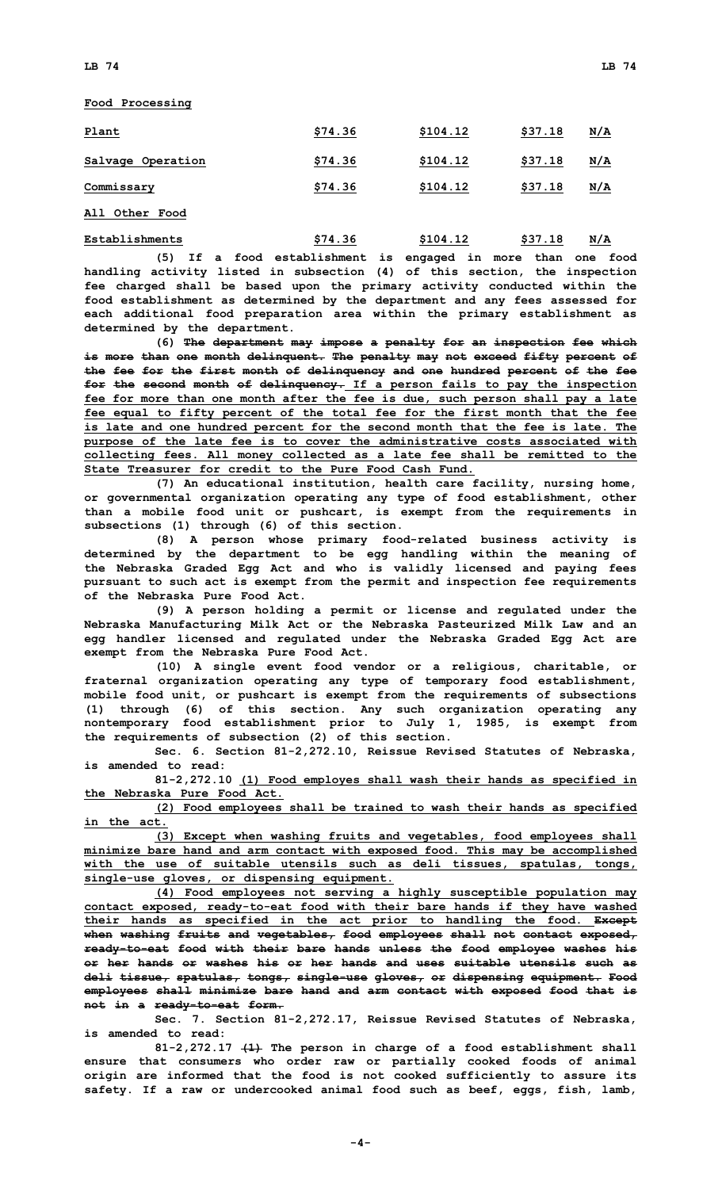Food Processing

| Plant | $74.36 | $104.12 | $37.18 | N/A |
|---|---|---|---|---|
| Salvage Operation | $74.36 | $104.12 | $37.18 | N/A |
| Commissary | $74.36 | $104.12 | $37.18 | N/A |
| All Other Food Establishments | $74.36 | $104.12 | $37.18 | N/A |

(5) If a food establishment is engaged in more than one food handling activity listed in subsection (4) of this section, the inspection fee charged shall be based upon the primary activity conducted within the food establishment as determined by the department and any fees assessed for each additional food preparation area within the primary establishment as determined by the department.

(6) The department may impose a penalty for an inspection fee which is more than one month delinquent. The penalty may not exceed fifty percent of the fee for the first month of delinquency and one hundred percent of the fee for the second month of delinquency. If a person fails to pay the inspection fee for more than one month after the fee is due, such person shall pay a late fee equal to fifty percent of the total fee for the first month that the fee is late and one hundred percent for the second month that the fee is late. The purpose of the late fee is to cover the administrative costs associated with collecting fees. All money collected as a late fee shall be remitted to the State Treasurer for credit to the Pure Food Cash Fund.

(7) An educational institution, health care facility, nursing home, or governmental organization operating any type of food establishment, other than a mobile food unit or pushcart, is exempt from the requirements in subsections (1) through (6) of this section.

(8) A person whose primary food-related business activity is determined by the department to be egg handling within the meaning of the Nebraska Graded Egg Act and who is validly licensed and paying fees pursuant to such act is exempt from the permit and inspection fee requirements of the Nebraska Pure Food Act.

(9) A person holding a permit or license and regulated under the Nebraska Manufacturing Milk Act or the Nebraska Pasteurized Milk Law and an egg handler licensed and regulated under the Nebraska Graded Egg Act are exempt from the Nebraska Pure Food Act.

(10) A single event food vendor or a religious, charitable, or fraternal organization operating any type of temporary food establishment, mobile food unit, or pushcart is exempt from the requirements of subsections (1) through (6) of this section. Any such organization operating any nontemporary food establishment prior to July 1, 1985, is exempt from the requirements of subsection (2) of this section.

Sec. 6. Section 81-2,272.10, Reissue Revised Statutes of Nebraska, is amended to read:

81-2,272.10 (1) Food employes shall wash their hands as specified in the Nebraska Pure Food Act.

(2) Food employees shall be trained to wash their hands as specified in the act.

(3) Except when washing fruits and vegetables, food employees shall minimize bare hand and arm contact with exposed food. This may be accomplished with the use of suitable utensils such as deli tissues, spatulas, tongs, single-use gloves, or dispensing equipment.

(4) Food employees not serving a highly susceptible population may contact exposed, ready-to-eat food with their bare hands if they have washed their hands as specified in the act prior to handling the food. Except when washing fruits and vegetables, food employees shall not contact exposed, ready-to-eat food with their bare hands unless the food employee washes his or her hands or washes his or her hands and uses suitable utensils such as deli tissue, spatulas, tongs, single-use gloves, or dispensing equipment. Food employees shall minimize bare hand and arm contact with exposed food that is not in a ready-to-eat form.

Sec. 7. Section 81-2,272.17, Reissue Revised Statutes of Nebraska, is amended to read:

81-2,272.17 (1) The person in charge of a food establishment shall ensure that consumers who order raw or partially cooked foods of animal origin are informed that the food is not cooked sufficiently to assure its safety. If a raw or undercooked animal food such as beef, eggs, fish, lamb,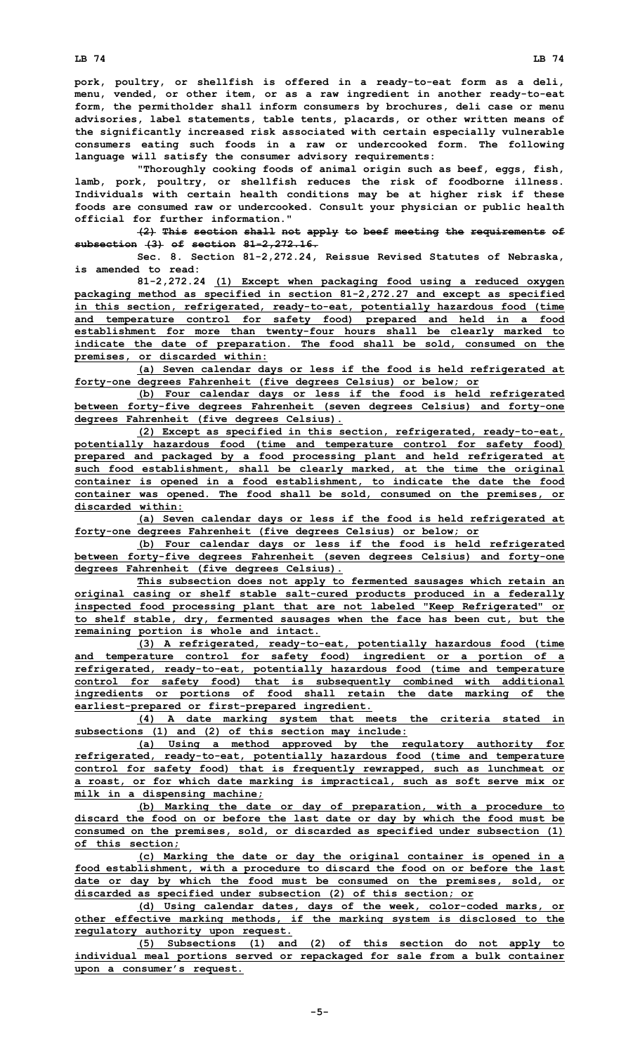pork, poultry, or shellfish is offered in a ready-to-eat form as a deli, menu, vended, or other item, or as a raw ingredient in another ready-to-eat form, the permitholder shall inform consumers by brochures, deli case or menu advisories, label statements, table tents, placards, or other written means of the significantly increased risk associated with certain especially vulnerable consumers eating such foods in a raw or undercooked form. The following language will satisfy the consumer advisory requirements:

"Thoroughly cooking foods of animal origin such as beef, eggs, fish, lamb, pork, poultry, or shellfish reduces the risk of foodborne illness. Individuals with certain health conditions may be at higher risk if these foods are consumed raw or undercooked. Consult your physician or public health official for further information."

~~(2) This section shall not apply to beef meeting the requirements of subsection (3) of section 81-2,272.16.~~

Sec. 8. Section 81-2,272.24, Reissue Revised Statutes of Nebraska, is amended to read:

81-2,272.24 (1) Except when packaging food using a reduced oxygen packaging method as specified in section 81-2,272.27 and except as specified in this section, refrigerated, ready-to-eat, potentially hazardous food (time and temperature control for safety food) prepared and held in a food establishment for more than twenty-four hours shall be clearly marked to indicate the date of preparation. The food shall be sold, consumed on the premises, or discarded within:

(a) Seven calendar days or less if the food is held refrigerated at forty-one degrees Fahrenheit (five degrees Celsius) or below; or

(b) Four calendar days or less if the food is held refrigerated between forty-five degrees Fahrenheit (seven degrees Celsius) and forty-one degrees Fahrenheit (five degrees Celsius).

(2) Except as specified in this section, refrigerated, ready-to-eat, potentially hazardous food (time and temperature control for safety food) prepared and packaged by a food processing plant and held refrigerated at such food establishment, shall be clearly marked, at the time the original container is opened in a food establishment, to indicate the date the food container was opened. The food shall be sold, consumed on the premises, or discarded within:

(a) Seven calendar days or less if the food is held refrigerated at forty-one degrees Fahrenheit (five degrees Celsius) or below; or

(b) Four calendar days or less if the food is held refrigerated between forty-five degrees Fahrenheit (seven degrees Celsius) and forty-one degrees Fahrenheit (five degrees Celsius).

This subsection does not apply to fermented sausages which retain an original casing or shelf stable salt-cured products produced in a federally inspected food processing plant that are not labeled "Keep Refrigerated" or to shelf stable, dry, fermented sausages when the face has been cut, but the remaining portion is whole and intact.

(3) A refrigerated, ready-to-eat, potentially hazardous food (time and temperature control for safety food) ingredient or a portion of a refrigerated, ready-to-eat, potentially hazardous food (time and temperature control for safety food) that is subsequently combined with additional ingredients or portions of food shall retain the date marking of the earliest-prepared or first-prepared ingredient.

(4) A date marking system that meets the criteria stated in subsections (1) and (2) of this section may include:

(a) Using a method approved by the regulatory authority for refrigerated, ready-to-eat, potentially hazardous food (time and temperature control for safety food) that is frequently rewrapped, such as lunchmeat or a roast, or for which date marking is impractical, such as soft serve mix or milk in a dispensing machine;

(b) Marking the date or day of preparation, with a procedure to discard the food on or before the last date or day by which the food must be consumed on the premises, sold, or discarded as specified under subsection (1) of this section;

(c) Marking the date or day the original container is opened in a food establishment, with a procedure to discard the food on or before the last date or day by which the food must be consumed on the premises, sold, or discarded as specified under subsection (2) of this section; or

(d) Using calendar dates, days of the week, color-coded marks, or other effective marking methods, if the marking system is disclosed to the regulatory authority upon request.

(5) Subsections (1) and (2) of this section do not apply to individual meal portions served or repackaged for sale from a bulk container upon a consumer's request.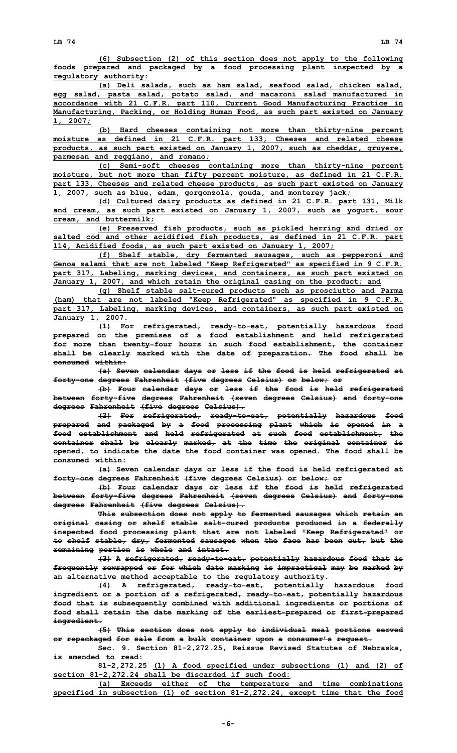(6) Subsection (2) of this section does not apply to the following foods prepared and packaged by a food processing plant inspected by a regulatory authority:

(a) Deli salads, such as ham salad, seafood salad, chicken salad, egg salad, pasta salad, potato salad, and macaroni salad manufactured in accordance with 21 C.F.R. part 110, Current Good Manufacturing Practice in Manufacturing, Packing, or Holding Human Food, as such part existed on January 1, 2007;

(b) Hard cheeses containing not more than thirty-nine percent moisture as defined in 21 C.F.R. part 133, Cheeses and related cheese products, as such part existed on January 1, 2007, such as cheddar, gruyere, parmesan and reggiano, and romano;

(c) Semi-soft cheeses containing more than thirty-nine percent moisture, but not more than fifty percent moisture, as defined in 21 C.F.R. part 133, Cheeses and related cheese products, as such part existed on January 1, 2007, such as blue, edam, gorgonzola, gouda, and monterey jack;

(d) Cultured dairy products as defined in 21 C.F.R. part 131, Milk and cream, as such part existed on January 1, 2007, such as yogurt, sour cream, and buttermilk;

(e) Preserved fish products, such as pickled herring and dried or salted cod and other acidified fish products, as defined in 21 C.F.R. part 114, Acidified foods, as such part existed on January 1, 2007;

(f) Shelf stable, dry fermented sausages, such as pepperoni and Genoa salami that are not labeled "Keep Refrigerated" as specified in 9 C.F.R. part 317, Labeling, marking devices, and containers, as such part existed on January 1, 2007, and which retain the original casing on the product; and

(g) Shelf stable salt-cured products such as prosciutto and Parma (ham) that are not labeled "Keep Refrigerated" as specified in 9 C.F.R. part 317, Labeling, marking devices, and containers, as such part existed on January 1, 2007.

~~(1) For refrigerated, ready-to-eat, potentially hazardous food prepared on the premises of a food establishment and held refrigerated for more than twenty-four hours in such food establishment, the container shall be clearly marked with the date of preparation. The food shall be consumed within:~~

~~(a) Seven calendar days or less if the food is held refrigerated at forty-one degrees Fahrenheit (five degrees Celsius) or below; or~~

~~(b) Four calendar days or less if the food is held refrigerated between forty-five degrees Fahrenheit (seven degrees Celsius) and forty-one degrees Fahrenheit (five degrees Celsius).~~

~~(2) For refrigerated, ready-to-eat, potentially hazardous food prepared and packaged by a food processing plant which is opened in a food establishment and held refrigerated at such food establishment, the container shall be clearly marked, at the time the original container is opened, to indicate the date the food container was opened. The food shall be consumed within:~~

~~(a) Seven calendar days or less if the food is held refrigerated at forty-one degrees Fahrenheit (five degrees Celsius) or below; or~~

~~(b) Four calendar days or less if the food is held refrigerated between forty-five degrees Fahrenheit (seven degrees Celsius) and forty-one degrees Fahrenheit (five degrees Celsius).~~

~~This subsection does not apply to fermented sausages which retain an original casing or shelf stable salt-cured products produced in a federally inspected food processing plant that are not labeled "Keep Refrigerated" or to shelf stable, dry, fermented sausages when the face has been cut, but the remaining portion is whole and intact.~~

~~(3) A refrigerated, ready-to-eat, potentially hazardous food that is frequently rewrapped or for which date marking is impractical may be marked by an alternative method acceptable to the regulatory authority.~~

~~(4) A refrigerated, ready-to-eat, potentially hazardous food ingredient or a portion of a refrigerated, ready-to-eat, potentially hazardous food that is subsequently combined with additional ingredients or portions of food shall retain the date marking of the earliest-prepared or first-prepared ingredient.~~

~~(5) This section does not apply to individual meal portions served or repackaged for sale from a bulk container upon a consumer's request.~~

Sec. 9. Section 81-2,272.25, Reissue Revised Statutes of Nebraska, is amended to read:

81-2,272.25 (1) A food specified under subsections (1) and (2) of section 81-2,272.24 shall be discarded if such food:

(a) Exceeds either of the temperature and time combinations specified in subsection (1) of section 81-2,272.24, except time that the food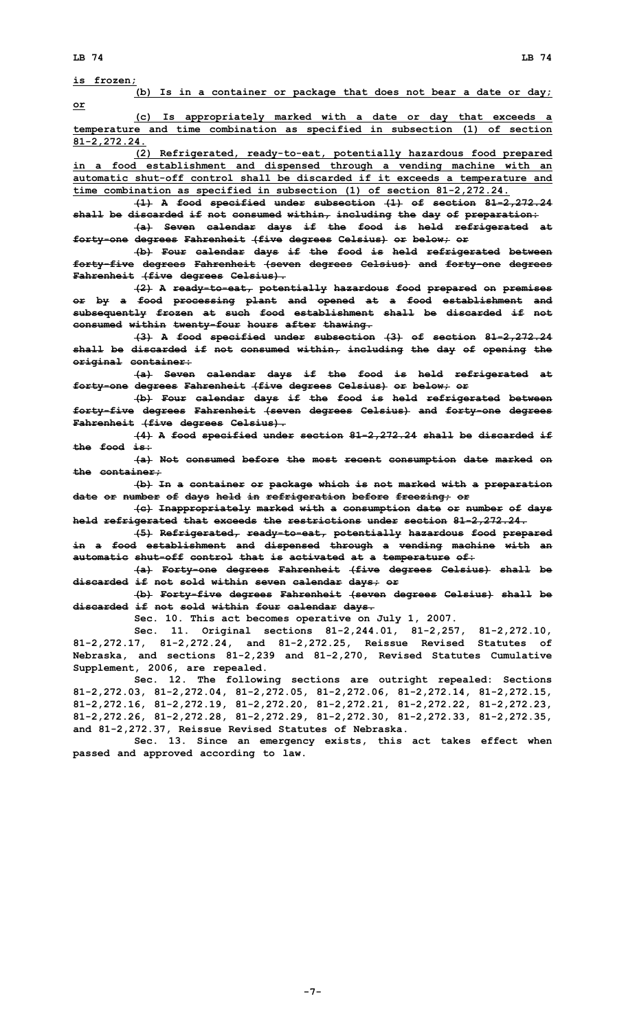is frozen;

(b) Is in a container or package that does not bear a date or day; or

(c) Is appropriately marked with a date or day that exceeds a temperature and time combination as specified in subsection (1) of section 81-2,272.24.

(2) Refrigerated, ready-to-eat, potentially hazardous food prepared in a food establishment and dispensed through a vending machine with an automatic shut-off control shall be discarded if it exceeds a temperature and time combination as specified in subsection (1) of section 81-2,272.24.

~~(1) A food specified under subsection (1) of section 81-2,272.24 shall be discarded if not consumed within, including the day of preparation:~~

~~(a) Seven calendar days if the food is held refrigerated at forty-one degrees Fahrenheit (five degrees Celsius) or below; or~~

~~(b) Four calendar days if the food is held refrigerated between forty-five degrees Fahrenheit (seven degrees Celsius) and forty-one degrees Fahrenheit (five degrees Celsius).~~

~~(2) A ready-to-eat, potentially hazardous food prepared on premises or by a food processing plant and opened at a food establishment and subsequently frozen at such food establishment shall be discarded if not consumed within twenty-four hours after thawing.~~

~~(3) A food specified under subsection (3) of section 81-2,272.24 shall be discarded if not consumed within, including the day of opening the original container:~~

~~(a) Seven calendar days if the food is held refrigerated at forty-one degrees Fahrenheit (five degrees Celsius) or below; or~~

~~(b) Four calendar days if the food is held refrigerated between forty-five degrees Fahrenheit (seven degrees Celsius) and forty-one degrees Fahrenheit (five degrees Celsius).~~

~~(4) A food specified under section 81-2,272.24 shall be discarded if the food is:~~

~~(a) Not consumed before the most recent consumption date marked on the container;~~

~~(b) In a container or package which is not marked with a preparation date or number of days held in refrigeration before freezing; or~~

~~(c) Inappropriately marked with a consumption date or number of days held refrigerated that exceeds the restrictions under section 81-2,272.24.~~

~~(5) Refrigerated, ready-to-eat, potentially hazardous food prepared in a food establishment and dispensed through a vending machine with an automatic shut-off control that is activated at a temperature of:~~

~~(a) Forty-one degrees Fahrenheit (five degrees Celsius) shall be discarded if not sold within seven calendar days; or~~

~~(b) Forty-five degrees Fahrenheit (seven degrees Celsius) shall be discarded if not sold within four calendar days.~~

Sec. 10. This act becomes operative on July 1, 2007.

Sec. 11. Original sections 81-2,244.01, 81-2,257, 81-2,272.10, 81-2,272.17, 81-2,272.24, and 81-2,272.25, Reissue Revised Statutes of Nebraska, and sections 81-2,239 and 81-2,270, Revised Statutes Cumulative Supplement, 2006, are repealed.

Sec. 12. The following sections are outright repealed: Sections 81-2,272.03, 81-2,272.04, 81-2,272.05, 81-2,272.06, 81-2,272.14, 81-2,272.15, 81-2,272.16, 81-2,272.19, 81-2,272.20, 81-2,272.21, 81-2,272.22, 81-2,272.23, 81-2,272.26, 81-2,272.28, 81-2,272.29, 81-2,272.30, 81-2,272.33, 81-2,272.35, and 81-2,272.37, Reissue Revised Statutes of Nebraska.

Sec. 13. Since an emergency exists, this act takes effect when passed and approved according to law.